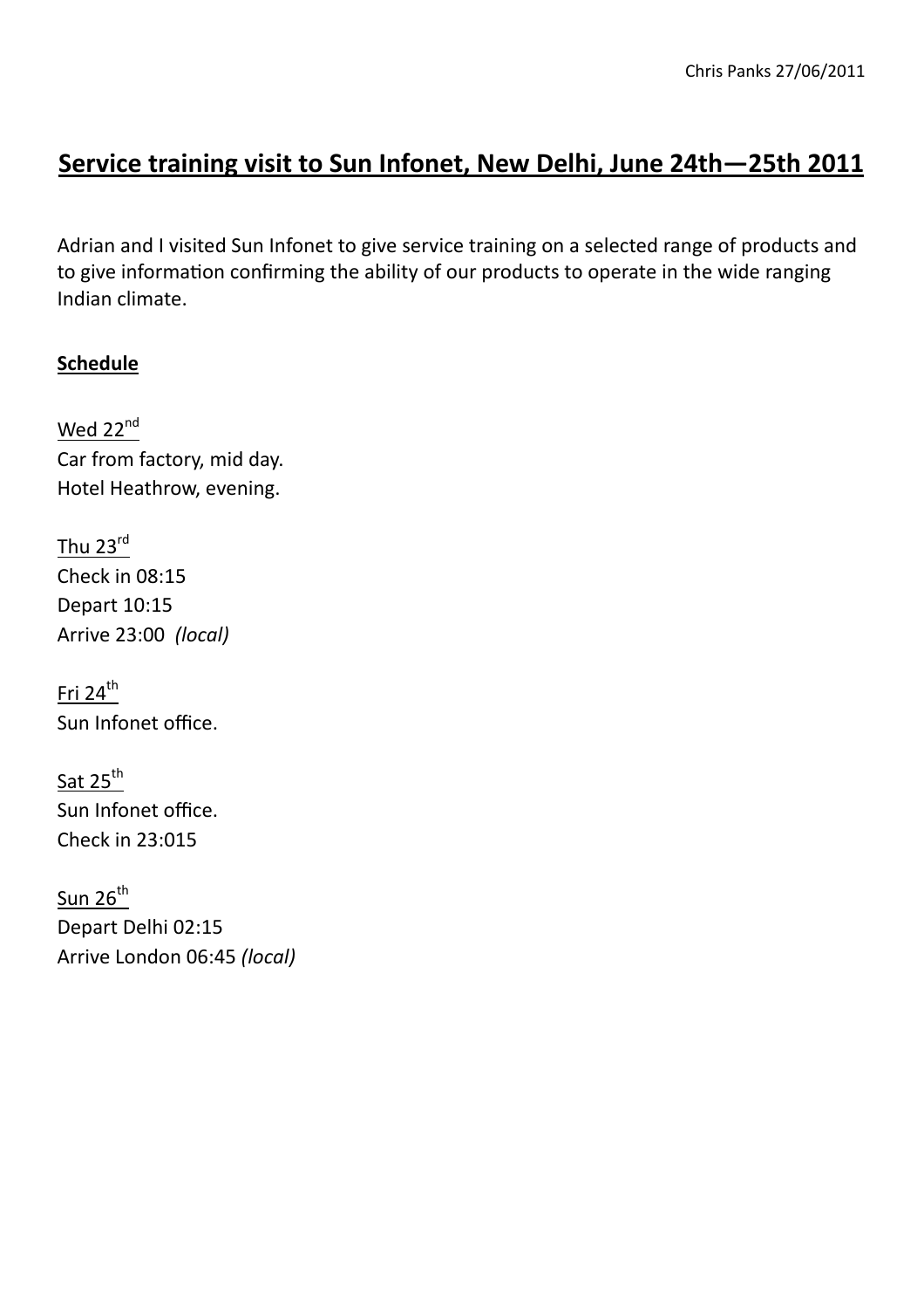Chris Panks 27/06/2011

# Service training visit to Sun Infonet, New Delhi, June 24th—25th 2011

Adrian and I visited Sun Infonet to give service training on a selected range of products and to give information confirming the ability of our products to operate in the wide ranging Indian climate.

## Schedule

Wed 22[nd]
Car from factory, mid day.
Hotel Heathrow, evening.

Thu 23[rd]
Check in 08:15
Depart 10:15
Arrive 23:00 *(local)*

Fri 24[th]
Sun Infonet office.

Sat 25[th]
Sun Infonet office.
Check in 23:015

Sun 26[th]
Depart Delhi 02:15
Arrive London 06:45 *(local)*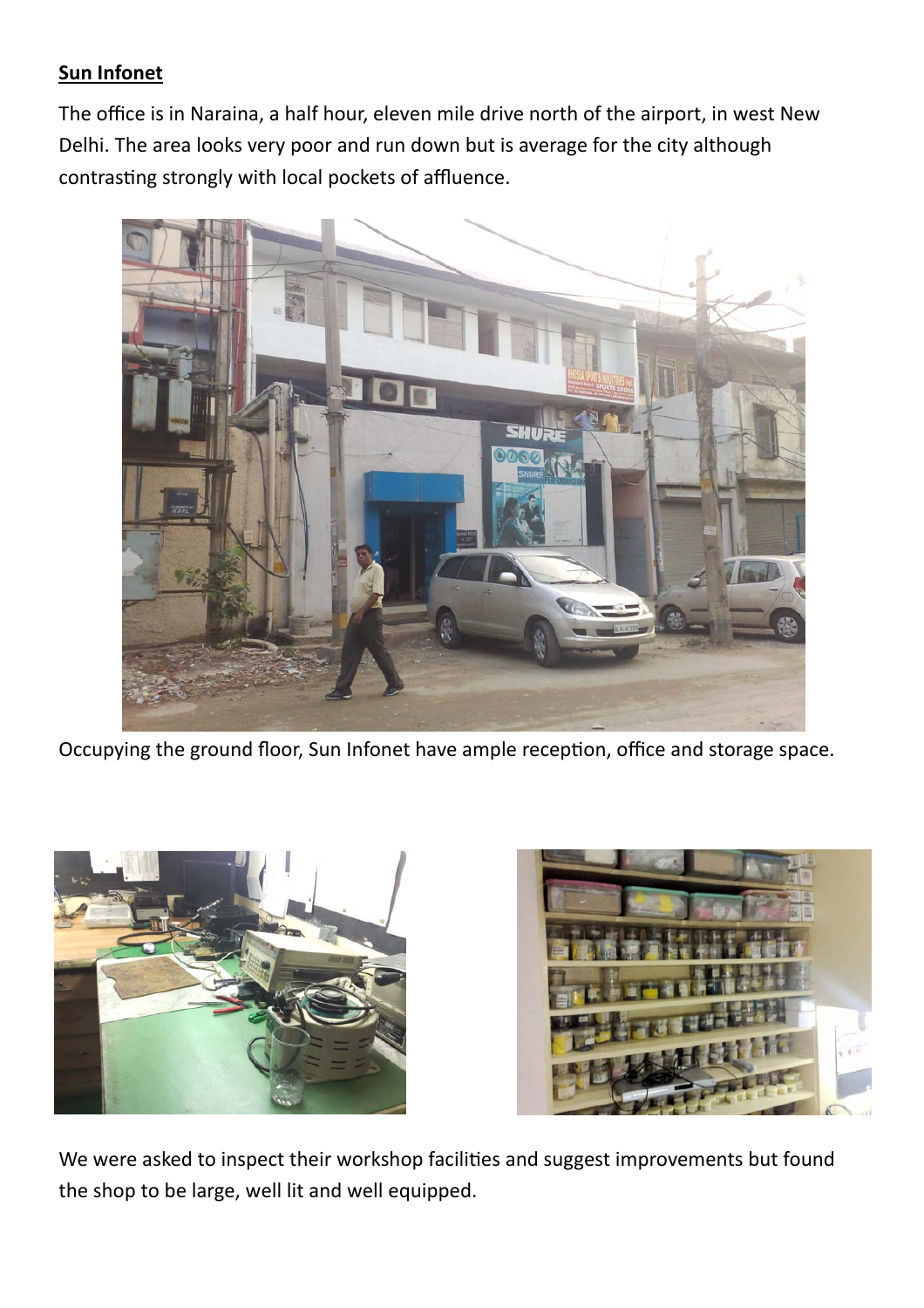**Sun Infonet**

The office is in Naraina, a half hour, eleven mile drive north of the airport, in west New Delhi. The area looks very poor and run down but is average for the city although contrasting strongly with local pockets of affluence.

Occupying the ground floor, Sun Infonet have ample reception, office and storage space.

We were asked to inspect their workshop facilities and suggest improvements but found the shop to be large, well lit and well equipped.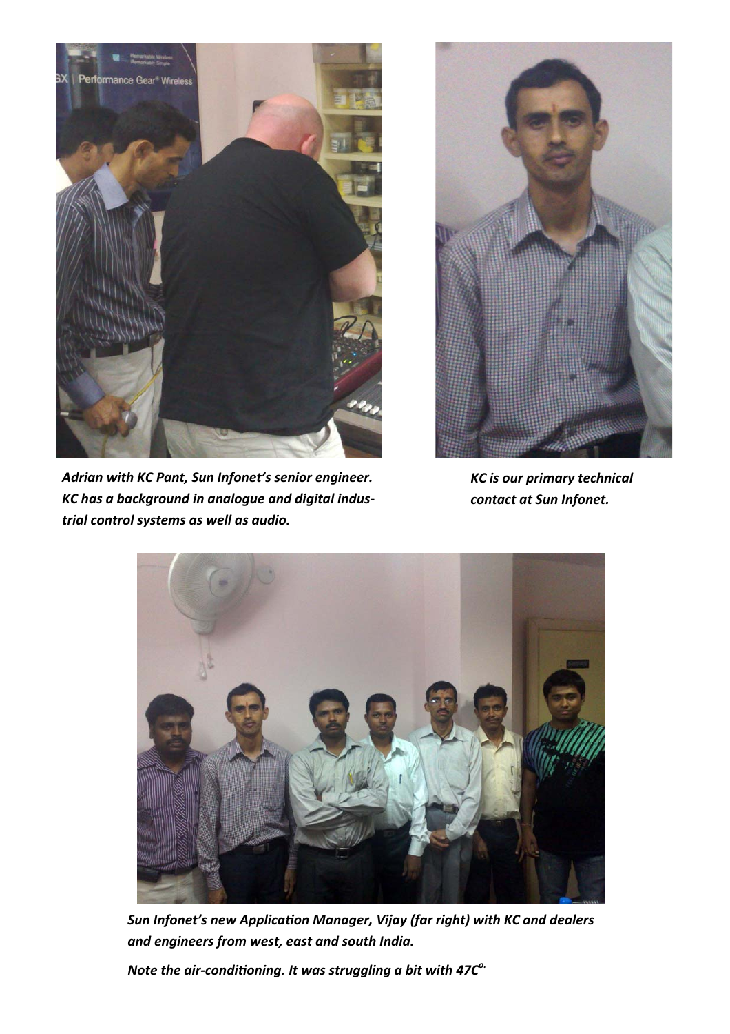*Adrian with KC Pant, Sun Infonet's senior engineer. KC has a background in analogue and digital industrial control systems as well as audio.*

*KC is our primary technical contact at Sun Infonet.*

*Sun Infonet's new Application Manager, Vijay (far right) with KC and dealers and engineers from west, east and south India.*

*Note the air-conditioning. It was struggling a bit with 47C$^{o.}$*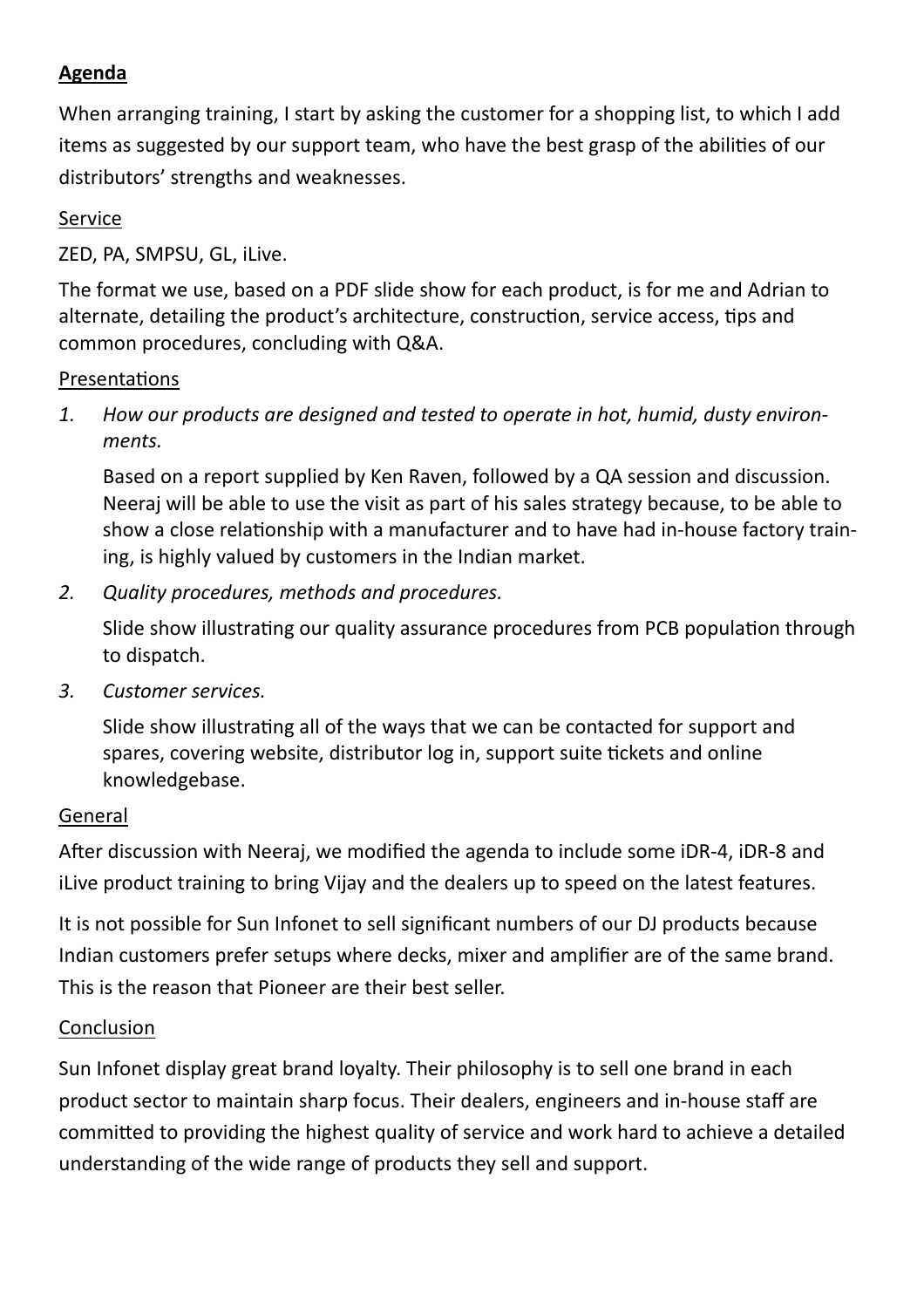## Agenda

When arranging training, I start by asking the customer for a shopping list, to which I add items as suggested by our support team, who have the best grasp of the abilities of our distributors' strengths and weaknesses.

### Service

ZED, PA, SMPSU, GL, iLive.

The format we use, based on a PDF slide show for each product, is for me and Adrian to alternate, detailing the product's architecture, construction, service access, tips and common procedures, concluding with Q&A.

### Presentations

1. *How our products are designed and tested to operate in hot, humid, dusty environments.*

   Based on a report supplied by Ken Raven, followed by a QA session and discussion. Neeraj will be able to use the visit as part of his sales strategy because, to be able to show a close relationship with a manufacturer and to have had in-house factory training, is highly valued by customers in the Indian market.

2. *Quality procedures, methods and procedures.*

   Slide show illustrating our quality assurance procedures from PCB population through to dispatch.

3. *Customer services.*

   Slide show illustrating all of the ways that we can be contacted for support and spares, covering website, distributor log in, support suite tickets and online knowledgebase.

### General

After discussion with Neeraj, we modified the agenda to include some iDR-4, iDR-8 and iLive product training to bring Vijay and the dealers up to speed on the latest features.

It is not possible for Sun Infonet to sell significant numbers of our DJ products because Indian customers prefer setups where decks, mixer and amplifier are of the same brand. This is the reason that Pioneer are their best seller.

### Conclusion

Sun Infonet display great brand loyalty. Their philosophy is to sell one brand in each product sector to maintain sharp focus. Their dealers, engineers and in-house staff are committed to providing the highest quality of service and work hard to achieve a detailed understanding of the wide range of products they sell and support.